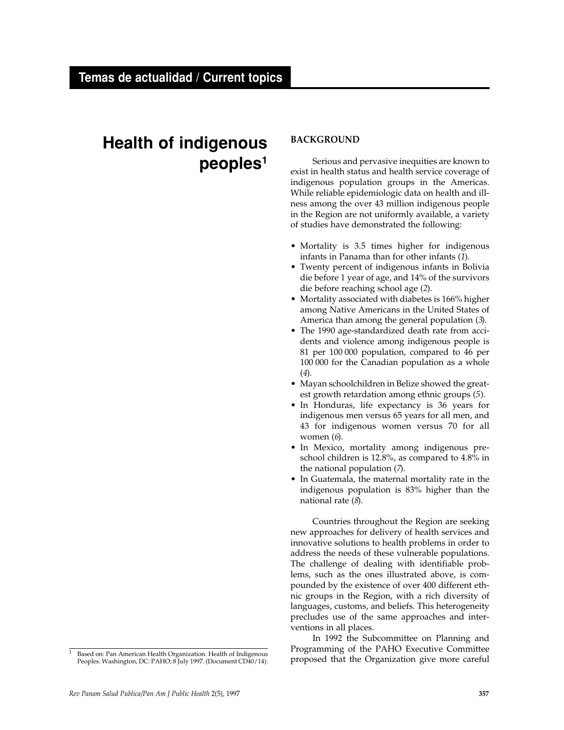Temas de actualidad / Current topics

# Health of indigenous peoples[1]

## BACKGROUND

Serious and pervasive inequities are known to exist in health status and health service coverage of indigenous population groups in the Americas. While reliable epidemiologic data on health and illness among the over 43 million indigenous people in the Region are not uniformly available, a variety of studies have demonstrated the following:

- Mortality is 3.5 times higher for indigenous infants in Panama than for other infants (*1*).
- Twenty percent of indigenous infants in Bolivia die before 1 year of age, and 14% of the survivors die before reaching school age (*2*).
- Mortality associated with diabetes is 166% higher among Native Americans in the United States of America than among the general population (*3*).
- The 1990 age-standardized death rate from accidents and violence among indigenous people is 81 per 100 000 population, compared to 46 per 100 000 for the Canadian population as a whole (*4*).
- Mayan schoolchildren in Belize showed the greatest growth retardation among ethnic groups (*5*).
- In Honduras, life expectancy is 36 years for indigenous men versus 65 years for all men, and 43 for indigenous women versus 70 for all women (*6*).
- In Mexico, mortality among indigenous preschool children is 12.8%, as compared to 4.8% in the national population (*7*).
- In Guatemala, the maternal mortality rate in the indigenous population is 83% higher than the national rate (*8*).

Countries throughout the Region are seeking new approaches for delivery of health services and innovative solutions to health problems in order to address the needs of these vulnerable populations. The challenge of dealing with identifiable problems, such as the ones illustrated above, is compounded by the existence of over 400 different ethnic groups in the Region, with a rich diversity of languages, customs, and beliefs. This heterogeneity precludes use of the same approaches and interventions in all places.

In 1992 the Subcommittee on Planning and Programming of the PAHO Executive Committee proposed that the Organization give more careful

[1] Based on: Pan American Health Organization. Health of Indigenous Peoples. Washington, DC: PAHO; 8 July 1997. (Document CD40/14).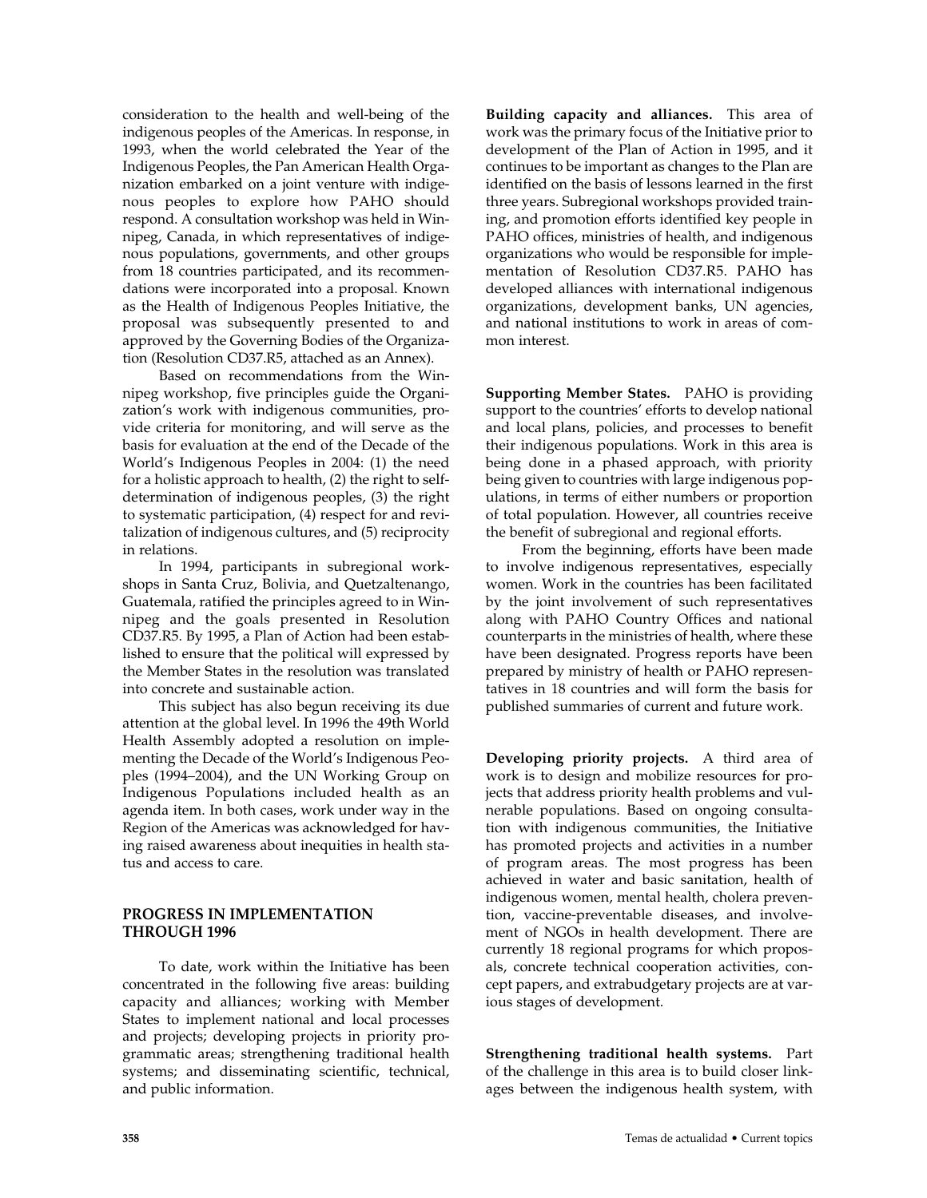consideration to the health and well-being of the indigenous peoples of the Americas. In response, in 1993, when the world celebrated the Year of the Indigenous Peoples, the Pan American Health Organization embarked on a joint venture with indigenous peoples to explore how PAHO should respond. A consultation workshop was held in Winnipeg, Canada, in which representatives of indigenous populations, governments, and other groups from 18 countries participated, and its recommendations were incorporated into a proposal. Known as the Health of Indigenous Peoples Initiative, the proposal was subsequently presented to and approved by the Governing Bodies of the Organization (Resolution CD37.R5, attached as an Annex).

Based on recommendations from the Winnipeg workshop, five principles guide the Organization's work with indigenous communities, provide criteria for monitoring, and will serve as the basis for evaluation at the end of the Decade of the World's Indigenous Peoples in 2004: (1) the need for a holistic approach to health, (2) the right to self-determination of indigenous peoples, (3) the right to systematic participation, (4) respect for and revitalization of indigenous cultures, and (5) reciprocity in relations.

In 1994, participants in subregional workshops in Santa Cruz, Bolivia, and Quetzaltenango, Guatemala, ratified the principles agreed to in Winnipeg and the goals presented in Resolution CD37.R5. By 1995, a Plan of Action had been established to ensure that the political will expressed by the Member States in the resolution was translated into concrete and sustainable action.

This subject has also begun receiving its due attention at the global level. In 1996 the 49th World Health Assembly adopted a resolution on implementing the Decade of the World's Indigenous Peoples (1994–2004), and the UN Working Group on Indigenous Populations included health as an agenda item. In both cases, work under way in the Region of the Americas was acknowledged for having raised awareness about inequities in health status and access to care.

## PROGRESS IN IMPLEMENTATION THROUGH 1996

To date, work within the Initiative has been concentrated in the following five areas: building capacity and alliances; working with Member States to implement national and local processes and projects; developing projects in priority programmatic areas; strengthening traditional health systems; and disseminating scientific, technical, and public information.

**Building capacity and alliances.** This area of work was the primary focus of the Initiative prior to development of the Plan of Action in 1995, and it continues to be important as changes to the Plan are identified on the basis of lessons learned in the first three years. Subregional workshops provided training, and promotion efforts identified key people in PAHO offices, ministries of health, and indigenous organizations who would be responsible for implementation of Resolution CD37.R5. PAHO has developed alliances with international indigenous organizations, development banks, UN agencies, and national institutions to work in areas of common interest.

**Supporting Member States.** PAHO is providing support to the countries' efforts to develop national and local plans, policies, and processes to benefit their indigenous populations. Work in this area is being done in a phased approach, with priority being given to countries with large indigenous populations, in terms of either numbers or proportion of total population. However, all countries receive the benefit of subregional and regional efforts.

From the beginning, efforts have been made to involve indigenous representatives, especially women. Work in the countries has been facilitated by the joint involvement of such representatives along with PAHO Country Offices and national counterparts in the ministries of health, where these have been designated. Progress reports have been prepared by ministry of health or PAHO representatives in 18 countries and will form the basis for published summaries of current and future work.

**Developing priority projects.** A third area of work is to design and mobilize resources for projects that address priority health problems and vulnerable populations. Based on ongoing consultation with indigenous communities, the Initiative has promoted projects and activities in a number of program areas. The most progress has been achieved in water and basic sanitation, health of indigenous women, mental health, cholera prevention, vaccine-preventable diseases, and involvement of NGOs in health development. There are currently 18 regional programs for which proposals, concrete technical cooperation activities, concept papers, and extrabudgetary projects are at various stages of development.

**Strengthening traditional health systems.** Part of the challenge in this area is to build closer linkages between the indigenous health system, with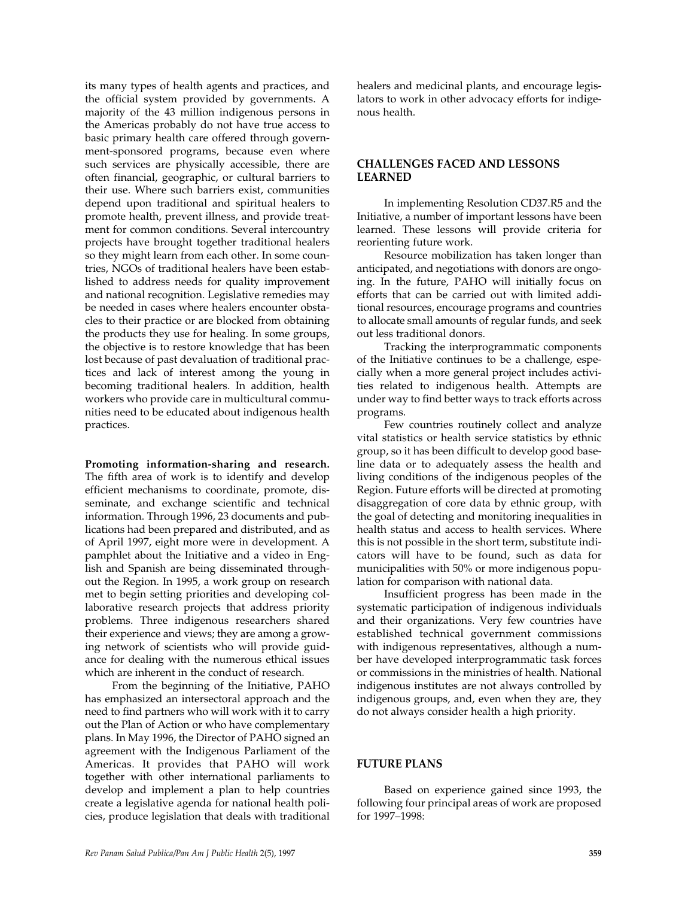its many types of health agents and practices, and the official system provided by governments. A majority of the 43 million indigenous persons in the Americas probably do not have true access to basic primary health care offered through government-sponsored programs, because even where such services are physically accessible, there are often financial, geographic, or cultural barriers to their use. Where such barriers exist, communities depend upon traditional and spiritual healers to promote health, prevent illness, and provide treatment for common conditions. Several intercountry projects have brought together traditional healers so they might learn from each other. In some countries, NGOs of traditional healers have been established to address needs for quality improvement and national recognition. Legislative remedies may be needed in cases where healers encounter obstacles to their practice or are blocked from obtaining the products they use for healing. In some groups, the objective is to restore knowledge that has been lost because of past devaluation of traditional practices and lack of interest among the young in becoming traditional healers. In addition, health workers who provide care in multicultural communities need to be educated about indigenous health practices.

**Promoting information-sharing and research.** The fifth area of work is to identify and develop efficient mechanisms to coordinate, promote, disseminate, and exchange scientific and technical information. Through 1996, 23 documents and publications had been prepared and distributed, and as of April 1997, eight more were in development. A pamphlet about the Initiative and a video in English and Spanish are being disseminated throughout the Region. In 1995, a work group on research met to begin setting priorities and developing collaborative research projects that address priority problems. Three indigenous researchers shared their experience and views; they are among a growing network of scientists who will provide guidance for dealing with the numerous ethical issues which are inherent in the conduct of research.

From the beginning of the Initiative, PAHO has emphasized an intersectoral approach and the need to find partners who will work with it to carry out the Plan of Action or who have complementary plans. In May 1996, the Director of PAHO signed an agreement with the Indigenous Parliament of the Americas. It provides that PAHO will work together with other international parliaments to develop and implement a plan to help countries create a legislative agenda for national health policies, produce legislation that deals with traditional healers and medicinal plants, and encourage legislators to work in other advocacy efforts for indigenous health.

## CHALLENGES FACED AND LESSONS LEARNED

In implementing Resolution CD37.R5 and the Initiative, a number of important lessons have been learned. These lessons will provide criteria for reorienting future work.

Resource mobilization has taken longer than anticipated, and negotiations with donors are ongoing. In the future, PAHO will initially focus on efforts that can be carried out with limited additional resources, encourage programs and countries to allocate small amounts of regular funds, and seek out less traditional donors.

Tracking the interprogrammatic components of the Initiative continues to be a challenge, especially when a more general project includes activities related to indigenous health. Attempts are under way to find better ways to track efforts across programs.

Few countries routinely collect and analyze vital statistics or health service statistics by ethnic group, so it has been difficult to develop good baseline data or to adequately assess the health and living conditions of the indigenous peoples of the Region. Future efforts will be directed at promoting disaggregation of core data by ethnic group, with the goal of detecting and monitoring inequalities in health status and access to health services. Where this is not possible in the short term, substitute indicators will have to be found, such as data for municipalities with 50% or more indigenous population for comparison with national data.

Insufficient progress has been made in the systematic participation of indigenous individuals and their organizations. Very few countries have established technical government commissions with indigenous representatives, although a number have developed interprogrammatic task forces or commissions in the ministries of health. National indigenous institutes are not always controlled by indigenous groups, and, even when they are, they do not always consider health a high priority.

## FUTURE PLANS

Based on experience gained since 1993, the following four principal areas of work are proposed for 1997–1998: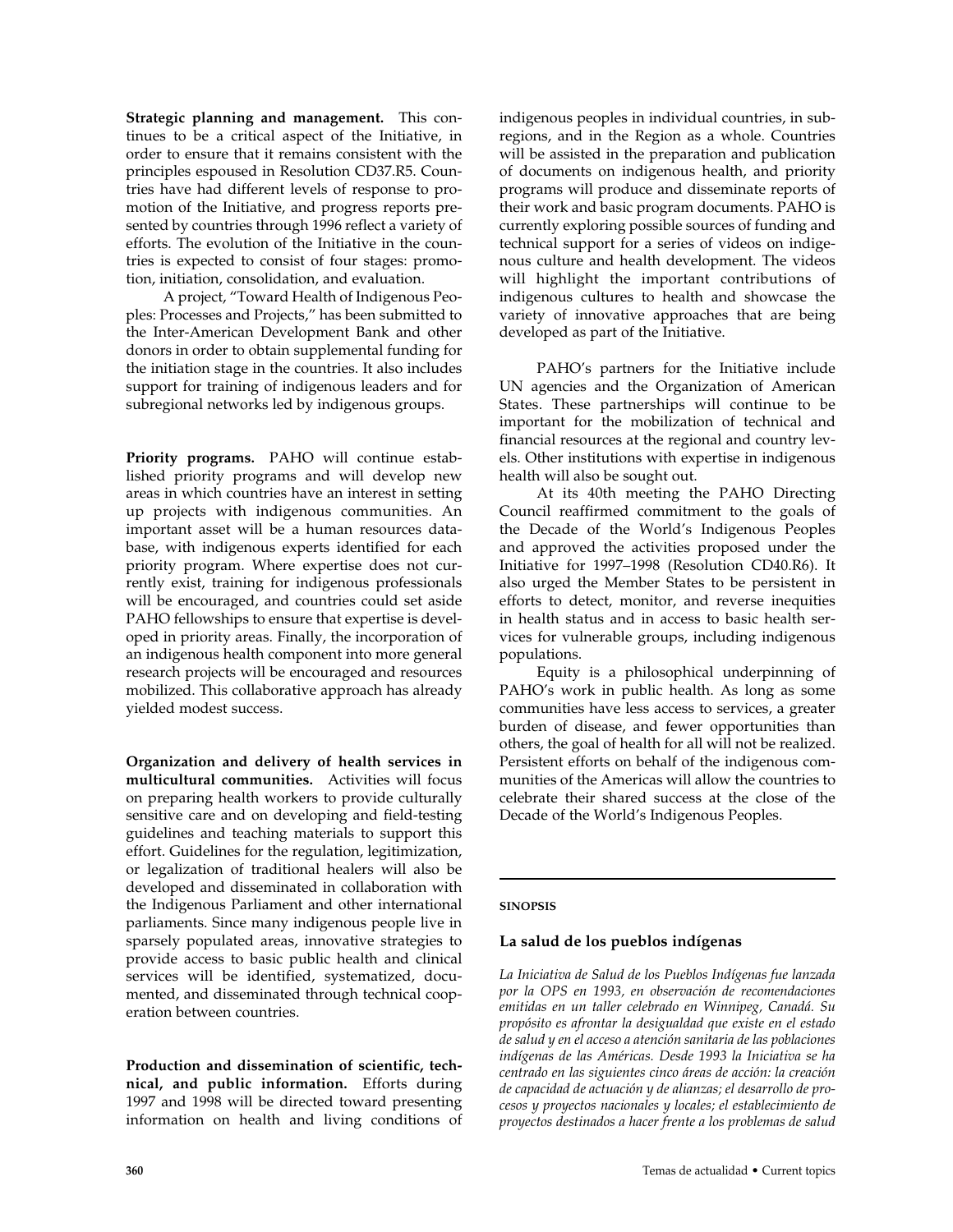**Strategic planning and management.** This continues to be a critical aspect of the Initiative, in order to ensure that it remains consistent with the principles espoused in Resolution CD37.R5. Countries have had different levels of response to promotion of the Initiative, and progress reports presented by countries through 1996 reflect a variety of efforts. The evolution of the Initiative in the countries is expected to consist of four stages: promotion, initiation, consolidation, and evaluation.

A project, "Toward Health of Indigenous Peoples: Processes and Projects," has been submitted to the Inter-American Development Bank and other donors in order to obtain supplemental funding for the initiation stage in the countries. It also includes support for training of indigenous leaders and for subregional networks led by indigenous groups.

**Priority programs.** PAHO will continue established priority programs and will develop new areas in which countries have an interest in setting up projects with indigenous communities. An important asset will be a human resources database, with indigenous experts identified for each priority program. Where expertise does not currently exist, training for indigenous professionals will be encouraged, and countries could set aside PAHO fellowships to ensure that expertise is developed in priority areas. Finally, the incorporation of an indigenous health component into more general research projects will be encouraged and resources mobilized. This collaborative approach has already yielded modest success.

**Organization and delivery of health services in multicultural communities.** Activities will focus on preparing health workers to provide culturally sensitive care and on developing and field-testing guidelines and teaching materials to support this effort. Guidelines for the regulation, legitimization, or legalization of traditional healers will also be developed and disseminated in collaboration with the Indigenous Parliament and other international parliaments. Since many indigenous people live in sparsely populated areas, innovative strategies to provide access to basic public health and clinical services will be identified, systematized, documented, and disseminated through technical cooperation between countries.

**Production and dissemination of scientific, technical, and public information.** Efforts during 1997 and 1998 will be directed toward presenting information on health and living conditions of indigenous peoples in individual countries, in subregions, and in the Region as a whole. Countries will be assisted in the preparation and publication of documents on indigenous health, and priority programs will produce and disseminate reports of their work and basic program documents. PAHO is currently exploring possible sources of funding and technical support for a series of videos on indigenous culture and health development. The videos will highlight the important contributions of indigenous cultures to health and showcase the variety of innovative approaches that are being developed as part of the Initiative.

PAHO's partners for the Initiative include UN agencies and the Organization of American States. These partnerships will continue to be important for the mobilization of technical and financial resources at the regional and country levels. Other institutions with expertise in indigenous health will also be sought out.

At its 40th meeting the PAHO Directing Council reaffirmed commitment to the goals of the Decade of the World's Indigenous Peoples and approved the activities proposed under the Initiative for 1997–1998 (Resolution CD40.R6). It also urged the Member States to be persistent in efforts to detect, monitor, and reverse inequities in health status and in access to basic health services for vulnerable groups, including indigenous populations.

Equity is a philosophical underpinning of PAHO's work in public health. As long as some communities have less access to services, a greater burden of disease, and fewer opportunities than others, the goal of health for all will not be realized. Persistent efforts on behalf of the indigenous communities of the Americas will allow the countries to celebrate their shared success at the close of the Decade of the World's Indigenous Peoples.

---

**SINOPSIS**

### La salud de los pueblos indígenas

*La Iniciativa de Salud de los Pueblos Indígenas fue lanzada por la OPS en 1993, en observación de recomendaciones emitidas en un taller celebrado en Winnipeg, Canadá. Su propósito es afrontar la desigualdad que existe en el estado de salud y en el acceso a atención sanitaria de las poblaciones indígenas de las Américas. Desde 1993 la Iniciativa se ha centrado en las siguientes cinco áreas de acción: la creación de capacidad de actuación y de alianzas; el desarrollo de procesos y proyectos nacionales y locales; el establecimiento de proyectos destinados a hacer frente a los problemas de salud*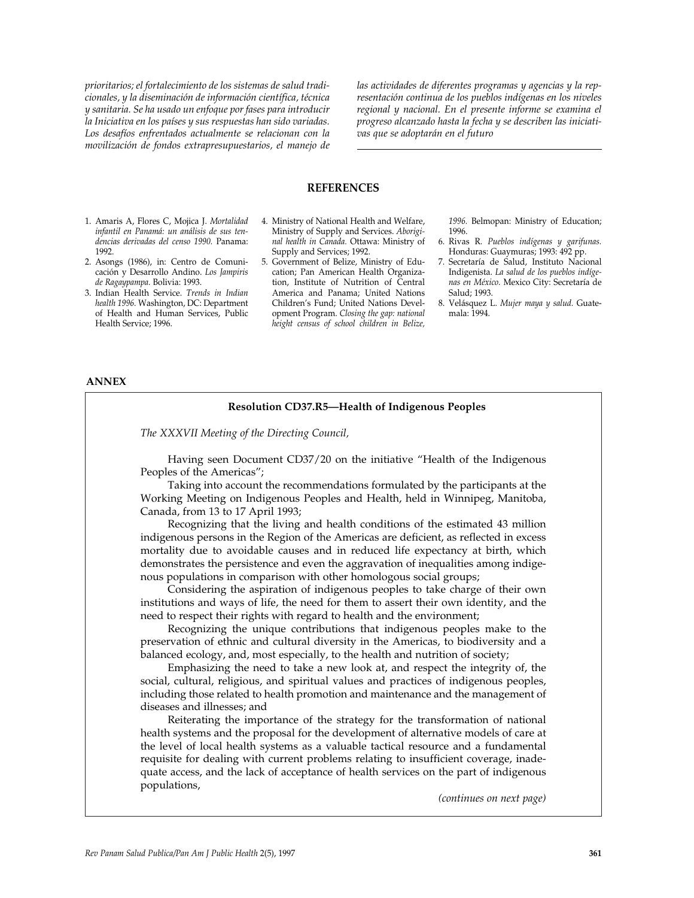*prioritarios; el fortalecimiento de los sistemas de salud tradicionales, y la diseminación de información científica, técnica y sanitaria. Se ha usado un enfoque por fases para introducir la Iniciativa en los países y sus respuestas han sido variadas. Los desafíos enfrentados actualmente se relacionan con la movilización de fondos extrapresupuestarios, el manejo de las actividades de diferentes programas y agencias y la representación continua de los pueblos indígenas en los niveles regional y nacional. En el presente informe se examina el progreso alcanzado hasta la fecha y se describen las iniciativas que se adoptarán en el futuro*

## REFERENCES

1. Amaris A, Flores C, Mojica J. *Mortalidad infantil en Panamá: un análisis de sus tendencias derivadas del censo 1990.* Panama: 1992.
2. Asongs (1986), in: Centro de Comunicación y Desarrollo Andino. *Los Jampiris de Ragaypampa.* Bolivia: 1993.
3. Indian Health Service. *Trends in Indian health 1996.* Washington, DC: Department of Health and Human Services, Public Health Service; 1996.
4. Ministry of National Health and Welfare, Ministry of Supply and Services. *Aboriginal health in Canada.* Ottawa: Ministry of Supply and Services; 1992.
5. Government of Belize, Ministry of Education; Pan American Health Organization, Institute of Nutrition of Central America and Panama; United Nations Children's Fund; United Nations Development Program. *Closing the gap: national height census of school children in Belize, 1996.* Belmopan: Ministry of Education; 1996.
6. Rivas R. *Pueblos indígenas y garífunas.* Honduras: Guaymuras; 1993: 492 pp.
7. Secretaría de Salud, Instituto Nacional Indigenista. *La salud de los pueblos indígenas en México.* Mexico City: Secretaría de Salud; 1993.
8. Velásquez L. *Mujer maya y salud.* Guatemala: 1994.

## ANNEX

### Resolution CD37.R5—Health of Indigenous Peoples

*The XXXVII Meeting of the Directing Council,*

Having seen Document CD37/20 on the initiative "Health of the Indigenous Peoples of the Americas";

Taking into account the recommendations formulated by the participants at the Working Meeting on Indigenous Peoples and Health, held in Winnipeg, Manitoba, Canada, from 13 to 17 April 1993;

Recognizing that the living and health conditions of the estimated 43 million indigenous persons in the Region of the Americas are deficient, as reflected in excess mortality due to avoidable causes and in reduced life expectancy at birth, which demonstrates the persistence and even the aggravation of inequalities among indigenous populations in comparison with other homologous social groups;

Considering the aspiration of indigenous peoples to take charge of their own institutions and ways of life, the need for them to assert their own identity, and the need to respect their rights with regard to health and the environment;

Recognizing the unique contributions that indigenous peoples make to the preservation of ethnic and cultural diversity in the Americas, to biodiversity and a balanced ecology, and, most especially, to the health and nutrition of society;

Emphasizing the need to take a new look at, and respect the integrity of, the social, cultural, religious, and spiritual values and practices of indigenous peoples, including those related to health promotion and maintenance and the management of diseases and illnesses; and

Reiterating the importance of the strategy for the transformation of national health systems and the proposal for the development of alternative models of care at the level of local health systems as a valuable tactical resource and a fundamental requisite for dealing with current problems relating to insufficient coverage, inadequate access, and the lack of acceptance of health services on the part of indigenous populations,

*(continues on next page)*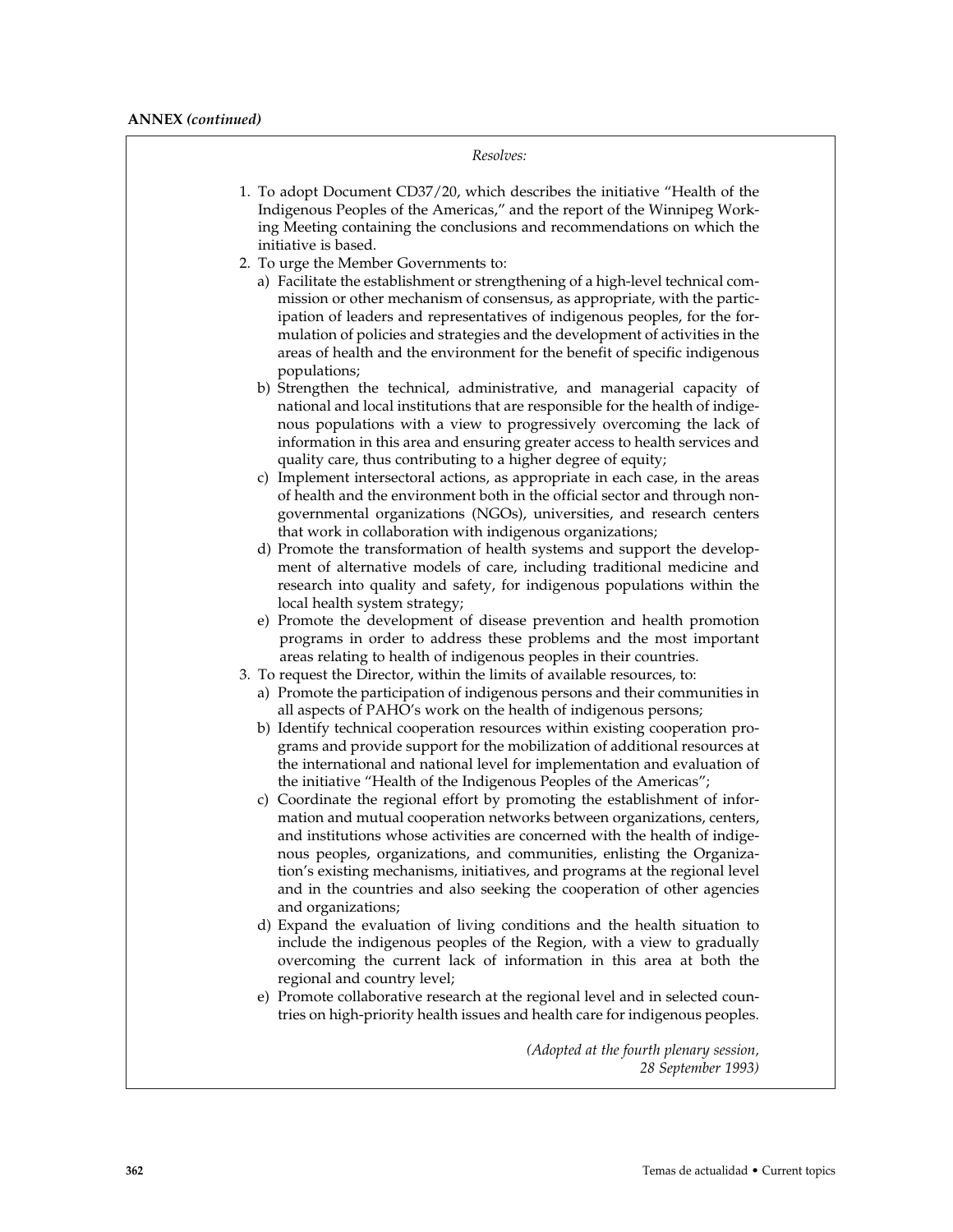**ANNEX *(continued)***

*Resolves:*

1. To adopt Document CD37/20, which describes the initiative "Health of the Indigenous Peoples of the Americas," and the report of the Winnipeg Working Meeting containing the conclusions and recommendations on which the initiative is based.
2. To urge the Member Governments to:
   a) Facilitate the establishment or strengthening of a high-level technical commission or other mechanism of consensus, as appropriate, with the participation of leaders and representatives of indigenous peoples, for the formulation of policies and strategies and the development of activities in the areas of health and the environment for the benefit of specific indigenous populations;
   b) Strengthen the technical, administrative, and managerial capacity of national and local institutions that are responsible for the health of indigenous populations with a view to progressively overcoming the lack of information in this area and ensuring greater access to health services and quality care, thus contributing to a higher degree of equity;
   c) Implement intersectoral actions, as appropriate in each case, in the areas of health and the environment both in the official sector and through nongovernmental organizations (NGOs), universities, and research centers that work in collaboration with indigenous organizations;
   d) Promote the transformation of health systems and support the development of alternative models of care, including traditional medicine and research into quality and safety, for indigenous populations within the local health system strategy;
   e) Promote the development of disease prevention and health promotion programs in order to address these problems and the most important areas relating to health of indigenous peoples in their countries.
3. To request the Director, within the limits of available resources, to:
   a) Promote the participation of indigenous persons and their communities in all aspects of PAHO's work on the health of indigenous persons;
   b) Identify technical cooperation resources within existing cooperation programs and provide support for the mobilization of additional resources at the international and national level for implementation and evaluation of the initiative "Health of the Indigenous Peoples of the Americas";
   c) Coordinate the regional effort by promoting the establishment of information and mutual cooperation networks between organizations, centers, and institutions whose activities are concerned with the health of indigenous peoples, organizations, and communities, enlisting the Organization's existing mechanisms, initiatives, and programs at the regional level and in the countries and also seeking the cooperation of other agencies and organizations;
   d) Expand the evaluation of living conditions and the health situation to include the indigenous peoples of the Region, with a view to gradually overcoming the current lack of information in this area at both the regional and country level;
   e) Promote collaborative research at the regional level and in selected countries on high-priority health issues and health care for indigenous peoples.

*(Adopted at the fourth plenary session, 28 September 1993)*